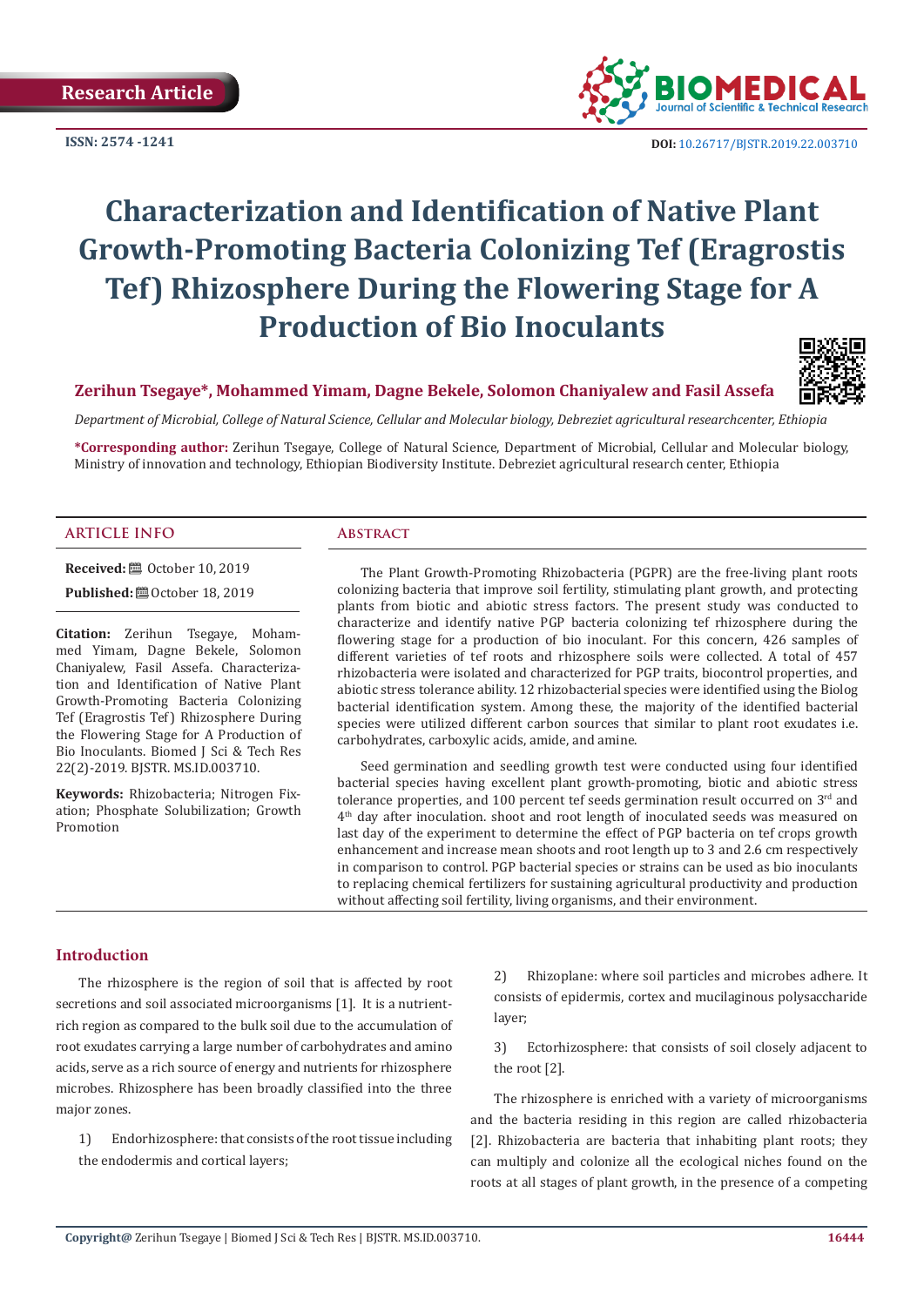Research Article

ISSN: 2574 -1241

DOI: 10.26717/BJSTR.2019.22.003710

# Characterization and Identification of Native Plant Growth-Promoting Bacteria Colonizing Tef (Eragrostis Tef) Rhizosphere During the Flowering Stage for A Production of Bio Inoculants

**Zerihun Tsegaye*, Mohammed Yimam, Dagne Bekele, Solomon Chaniyalew and Fasil Assefa**

*Department of Microbial, College of Natural Science, Cellular and Molecular biology, Debreziet agricultural researchcenter, Ethiopia*

***Corresponding author:** Zerihun Tsegaye, College of Natural Science, Department of Microbial, Cellular and Molecular biology, Ministry of innovation and technology, Ethiopian Biodiversity Institute. Debreziet agricultural research center, Ethiopia

## ARTICLE INFO

**Received:** October 10, 2019

**Published:** October 18, 2019

**Citation:** Zerihun Tsegaye, Mohammed Yimam, Dagne Bekele, Solomon Chaniyalew, Fasil Assefa. Characterization and Identification of Native Plant Growth-Promoting Bacteria Colonizing Tef (Eragrostis Tef) Rhizosphere During the Flowering Stage for A Production of Bio Inoculants. Biomed J Sci & Tech Res 22(2)-2019. BJSTR. MS.ID.003710.

**Keywords:** Rhizobacteria; Nitrogen Fixation; Phosphate Solubilization; Growth Promotion

## Abstract

The Plant Growth-Promoting Rhizobacteria (PGPR) are the free-living plant roots colonizing bacteria that improve soil fertility, stimulating plant growth, and protecting plants from biotic and abiotic stress factors. The present study was conducted to characterize and identify native PGP bacteria colonizing tef rhizosphere during the flowering stage for a production of bio inoculant. For this concern, 426 samples of different varieties of tef roots and rhizosphere soils were collected. A total of 457 rhizobacteria were isolated and characterized for PGP traits, biocontrol properties, and abiotic stress tolerance ability. 12 rhizobacterial species were identified using the Biolog bacterial identification system. Among these, the majority of the identified bacterial species were utilized different carbon sources that similar to plant root exudates i.e. carbohydrates, carboxylic acids, amide, and amine.

Seed germination and seedling growth test were conducted using four identified bacterial species having excellent plant growth-promoting, biotic and abiotic stress tolerance properties, and 100 percent tef seeds germination result occurred on 3rd and 4th day after inoculation. shoot and root length of inoculated seeds was measured on last day of the experiment to determine the effect of PGP bacteria on tef crops growth enhancement and increase mean shoots and root length up to 3 and 2.6 cm respectively in comparison to control. PGP bacterial species or strains can be used as bio inoculants to replacing chemical fertilizers for sustaining agricultural productivity and production without affecting soil fertility, living organisms, and their environment.

## Introduction

The rhizosphere is the region of soil that is affected by root secretions and soil associated microorganisms [1]. It is a nutrient-rich region as compared to the bulk soil due to the accumulation of root exudates carrying a large number of carbohydrates and amino acids, serve as a rich source of energy and nutrients for rhizosphere microbes. Rhizosphere has been broadly classified into the three major zones.

1) Endorhizosphere: that consists of the root tissue including the endodermis and cortical layers;

2) Rhizoplane: where soil particles and microbes adhere. It consists of epidermis, cortex and mucilaginous polysaccharide layer;

3) Ectorhizosphere: that consists of soil closely adjacent to the root [2].

The rhizosphere is enriched with a variety of microorganisms and the bacteria residing in this region are called rhizobacteria [2]. Rhizobacteria are bacteria that inhabiting plant roots; they can multiply and colonize all the ecological niches found on the roots at all stages of plant growth, in the presence of a competing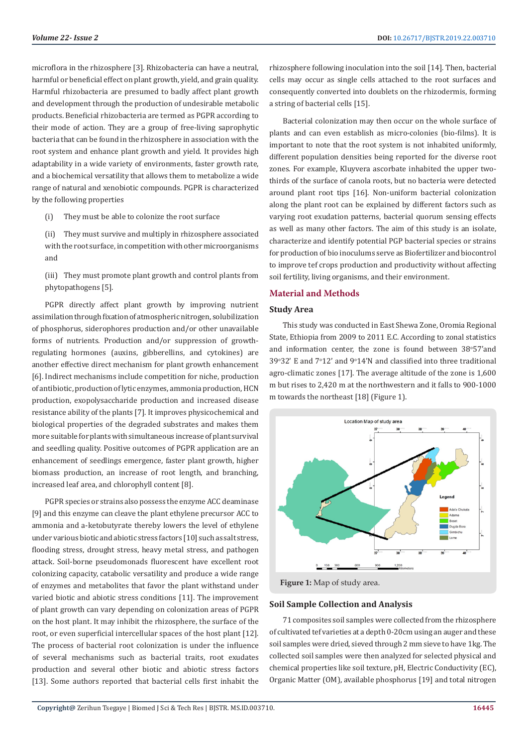microflora in the rhizosphere [3]. Rhizobacteria can have a neutral, harmful or beneficial effect on plant growth, yield, and grain quality. Harmful rhizobacteria are presumed to badly affect plant growth and development through the production of undesirable metabolic products. Beneficial rhizobacteria are termed as PGPR according to their mode of action. They are a group of free-living saprophytic bacteria that can be found in the rhizosphere in association with the root system and enhance plant growth and yield. It provides high adaptability in a wide variety of environments, faster growth rate, and a biochemical versatility that allows them to metabolize a wide range of natural and xenobiotic compounds. PGPR is characterized by the following properties

(i) They must be able to colonize the root surface

(ii) They must survive and multiply in rhizosphere associated with the root surface, in competition with other microorganisms and

(iii) They must promote plant growth and control plants from phytopathogens [5].

PGPR directly affect plant growth by improving nutrient assimilation through fixation of atmospheric nitrogen, solubilization of phosphorus, siderophores production and/or other unavailable forms of nutrients. Production and/or suppression of growth-regulating hormones (auxins, gibberellins, and cytokines) are another effective direct mechanism for plant growth enhancement [6]. Indirect mechanisms include competition for niche, production of antibiotic, production of lytic enzymes, ammonia production, HCN production, exopolysaccharide production and increased disease resistance ability of the plants [7]. It improves physicochemical and biological properties of the degraded substrates and makes them more suitable for plants with simultaneous increase of plant survival and seedling quality. Positive outcomes of PGPR application are an enhancement of seedlings emergence, faster plant growth, higher biomass production, an increase of root length, and branching, increased leaf area, and chlorophyll content [8].

PGPR species or strains also possess the enzyme ACC deaminase [9] and this enzyme can cleave the plant ethylene precursor ACC to ammonia and a-ketobutyrate thereby lowers the level of ethylene under various biotic and abiotic stress factors [10] such as salt stress, flooding stress, drought stress, heavy metal stress, and pathogen attack. Soil-borne pseudomonads fluorescent have excellent root colonizing capacity, catabolic versatility and produce a wide range of enzymes and metabolites that favor the plant withstand under varied biotic and abiotic stress conditions [11]. The improvement of plant growth can vary depending on colonization areas of PGPR on the host plant. It may inhibit the rhizosphere, the surface of the root, or even superficial intercellular spaces of the host plant [12]. The process of bacterial root colonization is under the influence of several mechanisms such as bacterial traits, root exudates production and several other biotic and abiotic stress factors [13]. Some authors reported that bacterial cells first inhabit the rhizosphere following inoculation into the soil [14]. Then, bacterial cells may occur as single cells attached to the root surfaces and consequently converted into doublets on the rhizodermis, forming a string of bacterial cells [15].

Bacterial colonization may then occur on the whole surface of plants and can even establish as micro-colonies (bio-films). It is important to note that the root system is not inhabited uniformly, different population densities being reported for the diverse root zones. For example, Kluyvera ascorbate inhabited the upper two-thirds of the surface of canola roots, but no bacteria were detected around plant root tips [16]. Non-uniform bacterial colonization along the plant root can be explained by different factors such as varying root exudation patterns, bacterial quorum sensing effects as well as many other factors. The aim of this study is an isolate, characterize and identify potential PGP bacterial species or strains for production of bio inoculums serve as Biofertilizer and biocontrol to improve tef crops production and productivity without affecting soil fertility, living organisms, and their environment.

## Material and Methods

### Study Area

This study was conducted in East Shewa Zone, Oromia Regional State, Ethiopia from 2009 to 2011 E.C. According to zonal statistics and information center, the zone is found between 38°57'and 39°32' E and 7°12' and 9°14'N and classified into three traditional agro-climatic zones [17]. The average altitude of the zone is 1,600 m but rises to 2,420 m at the northwestern and it falls to 900-1000 m towards the northeast [18] (Figure 1).

Location Map of study area

Legend
Ada'a Chukala
Adama
Boset
Dugda Bora
Gimbichu
Lome

0 150 300 600 900 1,200 Kilometers

**Figure 1:** Map of study area.

### Soil Sample Collection and Analysis

71 composites soil samples were collected from the rhizosphere of cultivated tef varieties at a depth 0-20cm using an auger and these soil samples were dried, sieved through 2 mm sieve to have 1kg. The collected soil samples were then analyzed for selected physical and chemical properties like soil texture, pH, Electric Conductivity (EC), Organic Matter (OM), available phosphorus [19] and total nitrogen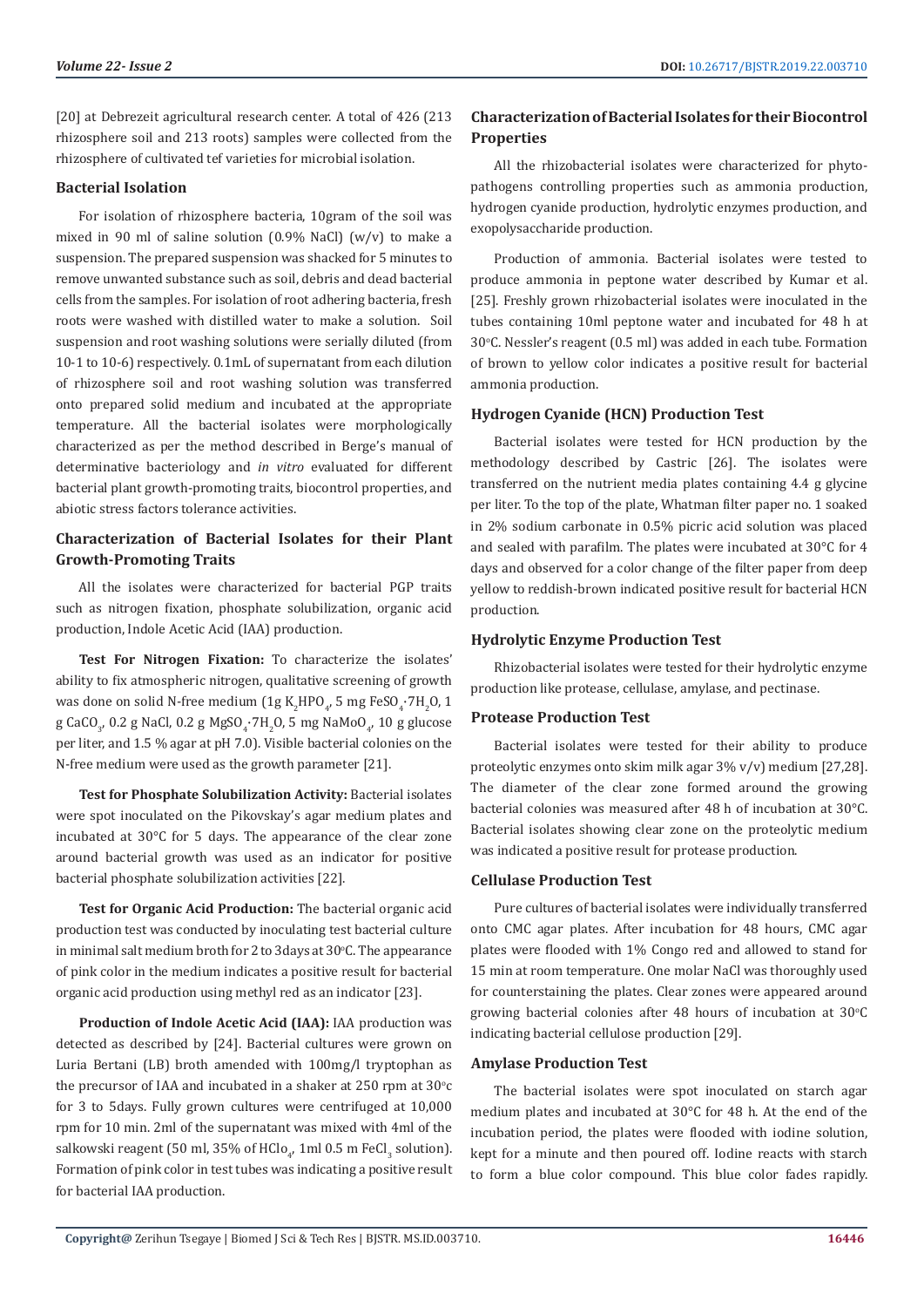[20] at Debrezeit agricultural research center. A total of 426 (213 rhizosphere soil and 213 roots) samples were collected from the rhizosphere of cultivated tef varieties for microbial isolation.

## Bacterial Isolation

For isolation of rhizosphere bacteria, 10gram of the soil was mixed in 90 ml of saline solution (0.9% NaCl) (w/v) to make a suspension. The prepared suspension was shacked for 5 minutes to remove unwanted substance such as soil, debris and dead bacterial cells from the samples. For isolation of root adhering bacteria, fresh roots were washed with distilled water to make a solution. Soil suspension and root washing solutions were serially diluted (from 10-1 to 10-6) respectively. 0.1mL of supernatant from each dilution of rhizosphere soil and root washing solution was transferred onto prepared solid medium and incubated at the appropriate temperature. All the bacterial isolates were morphologically characterized as per the method described in Berge's manual of determinative bacteriology and *in vitro* evaluated for different bacterial plant growth-promoting traits, biocontrol properties, and abiotic stress factors tolerance activities.

## Characterization of Bacterial Isolates for their Plant Growth-Promoting Traits

All the isolates were characterized for bacterial PGP traits such as nitrogen fixation, phosphate solubilization, organic acid production, Indole Acetic Acid (IAA) production.

**Test For Nitrogen Fixation:** To characterize the isolates' ability to fix atmospheric nitrogen, qualitative screening of growth was done on solid N-free medium (1g $K_2HPO_4$, 5 mg $FeSO_4 \cdot 7H_2O$, 1 g $CaCO_3$, 0.2 g NaCl, 0.2 g $MgSO_4 \cdot 7H_2O$, 5 mg $NaMoO_4$, 10 g glucose per liter, and 1.5 % agar at pH 7.0). Visible bacterial colonies on the N-free medium were used as the growth parameter [21].

**Test for Phosphate Solubilization Activity:** Bacterial isolates were spot inoculated on the Pikovskay's agar medium plates and incubated at 30°C for 5 days. The appearance of the clear zone around bacterial growth was used as an indicator for positive bacterial phosphate solubilization activities [22].

**Test for Organic Acid Production:** The bacterial organic acid production test was conducted by inoculating test bacterial culture in minimal salt medium broth for 2 to 3days at 30°C. The appearance of pink color in the medium indicates a positive result for bacterial organic acid production using methyl red as an indicator [23].

**Production of Indole Acetic Acid (IAA):** IAA production was detected as described by [24]. Bacterial cultures were grown on Luria Bertani (LB) broth amended with 100mg/l tryptophan as the precursor of IAA and incubated in a shaker at 250 rpm at 30°c for 3 to 5days. Fully grown cultures were centrifuged at 10,000 rpm for 10 min. 2ml of the supernatant was mixed with 4ml of the salkowski reagent (50 ml, 35% of $HClo_4$, 1ml 0.5 m $FeCl_3$ solution). Formation of pink color in test tubes was indicating a positive result for bacterial IAA production.

## Characterization of Bacterial Isolates for their Biocontrol Properties

All the rhizobacterial isolates were characterized for phytopathogens controlling properties such as ammonia production, hydrogen cyanide production, hydrolytic enzymes production, and exopolysaccharide production.

Production of ammonia. Bacterial isolates were tested to produce ammonia in peptone water described by Kumar et al. [25]. Freshly grown rhizobacterial isolates were inoculated in the tubes containing 10ml peptone water and incubated for 48 h at 30°C. Nessler's reagent (0.5 ml) was added in each tube. Formation of brown to yellow color indicates a positive result for bacterial ammonia production.

## Hydrogen Cyanide (HCN) Production Test

Bacterial isolates were tested for HCN production by the methodology described by Castric [26]. The isolates were transferred on the nutrient media plates containing 4.4 g glycine per liter. To the top of the plate, Whatman filter paper no. 1 soaked in 2% sodium carbonate in 0.5% picric acid solution was placed and sealed with parafilm. The plates were incubated at 30°C for 4 days and observed for a color change of the filter paper from deep yellow to reddish-brown indicated positive result for bacterial HCN production.

## Hydrolytic Enzyme Production Test

Rhizobacterial isolates were tested for their hydrolytic enzyme production like protease, cellulase, amylase, and pectinase.

## Protease Production Test

Bacterial isolates were tested for their ability to produce proteolytic enzymes onto skim milk agar 3% v/v) medium [27,28]. The diameter of the clear zone formed around the growing bacterial colonies was measured after 48 h of incubation at 30°C. Bacterial isolates showing clear zone on the proteolytic medium was indicated a positive result for protease production.

## Cellulase Production Test

Pure cultures of bacterial isolates were individually transferred onto CMC agar plates. After incubation for 48 hours, CMC agar plates were flooded with 1% Congo red and allowed to stand for 15 min at room temperature. One molar NaCl was thoroughly used for counterstaining the plates. Clear zones were appeared around growing bacterial colonies after 48 hours of incubation at 30°C indicating bacterial cellulose production [29].

## Amylase Production Test

The bacterial isolates were spot inoculated on starch agar medium plates and incubated at 30°C for 48 h. At the end of the incubation period, the plates were flooded with iodine solution, kept for a minute and then poured off. Iodine reacts with starch to form a blue color compound. This blue color fades rapidly.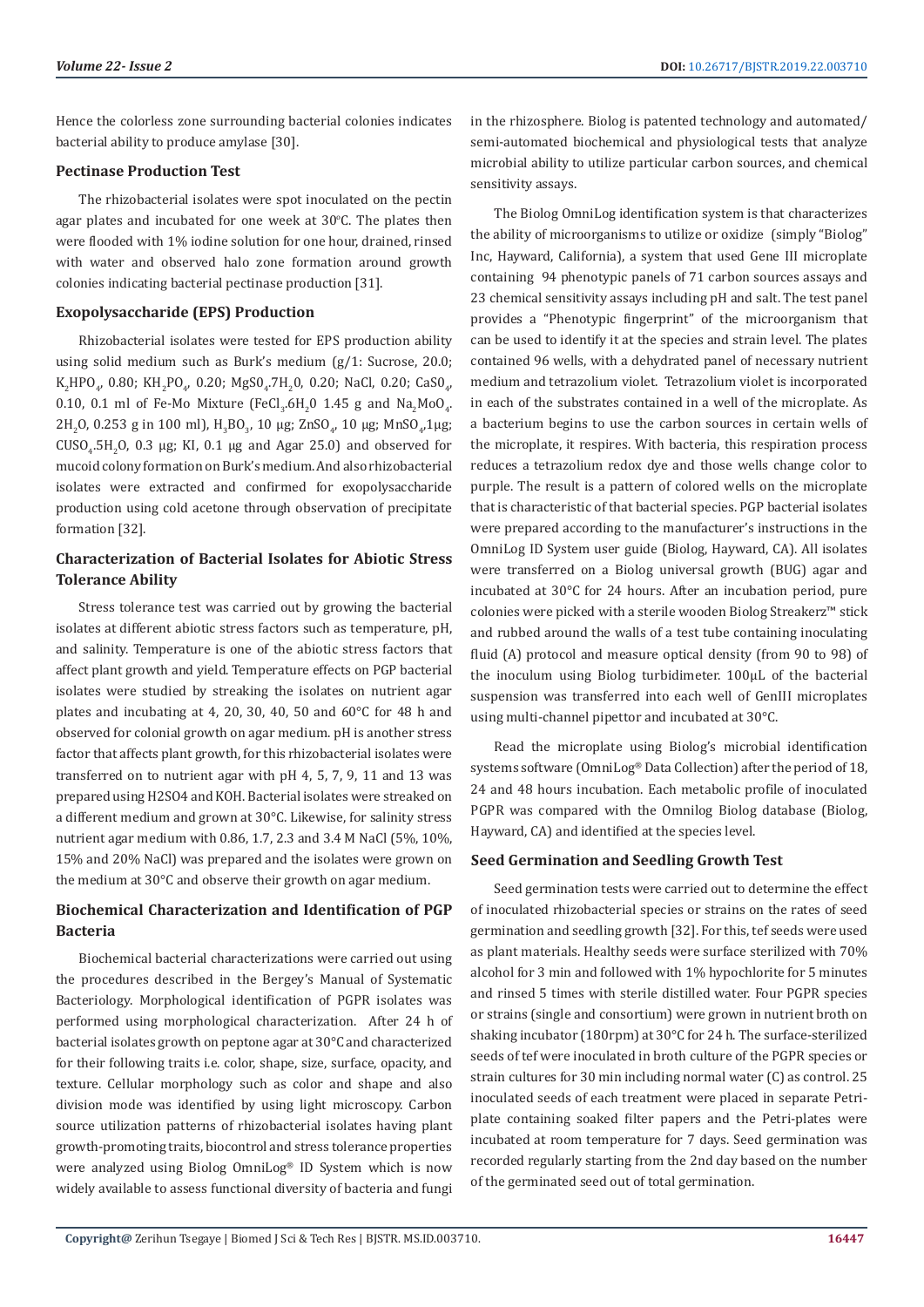Hence the colorless zone surrounding bacterial colonies indicates bacterial ability to produce amylase [30].

### Pectinase Production Test

The rhizobacterial isolates were spot inoculated on the pectin agar plates and incubated for one week at 30°C. The plates then were flooded with 1% iodine solution for one hour, drained, rinsed with water and observed halo zone formation around growth colonies indicating bacterial pectinase production [31].

### Exopolysaccharide (EPS) Production

Rhizobacterial isolates were tested for EPS production ability using solid medium such as Burk's medium (g/1: Sucrose, 20.0; $K_2HPO_4$, 0.80; $KH_2PO_4$, 0.20; $MgSO_4.7H_2O$, 0.20; NaCl, 0.20; $CaSO_4$, 0.10, 0.1 ml of Fe-Mo Mixture ($FeCl_3.6H_2O$ 1.45 g and $Na_2MoO_4.2H_2O$, 0.253 g in 100 ml), $H_3BO_3$, 10 μg; $ZnSO_4$, 10 μg; $MnSO_4$,1μg; $CUSO_4.5H_2O$, 0.3 μg; KI, 0.1 μg and Agar 25.0) and observed for mucoid colony formation on Burk's medium. And also rhizobacterial isolates were extracted and confirmed for exopolysaccharide production using cold acetone through observation of precipitate formation [32].

### Characterization of Bacterial Isolates for Abiotic Stress Tolerance Ability

Stress tolerance test was carried out by growing the bacterial isolates at different abiotic stress factors such as temperature, pH, and salinity. Temperature is one of the abiotic stress factors that affect plant growth and yield. Temperature effects on PGP bacterial isolates were studied by streaking the isolates on nutrient agar plates and incubating at 4, 20, 30, 40, 50 and 60°C for 48 h and observed for colonial growth on agar medium. pH is another stress factor that affects plant growth, for this rhizobacterial isolates were transferred on to nutrient agar with pH 4, 5, 7, 9, 11 and 13 was prepared using H2SO4 and KOH. Bacterial isolates were streaked on a different medium and grown at 30°C. Likewise, for salinity stress nutrient agar medium with 0.86, 1.7, 2.3 and 3.4 M NaCl (5%, 10%, 15% and 20% NaCl) was prepared and the isolates were grown on the medium at 30°C and observe their growth on agar medium.

### Biochemical Characterization and Identification of PGP Bacteria

Biochemical bacterial characterizations were carried out using the procedures described in the Bergey's Manual of Systematic Bacteriology. Morphological identification of PGPR isolates was performed using morphological characterization. After 24 h of bacterial isolates growth on peptone agar at 30°C and characterized for their following traits i.e. color, shape, size, surface, opacity, and texture. Cellular morphology such as color and shape and also division mode was identified by using light microscopy. Carbon source utilization patterns of rhizobacterial isolates having plant growth-promoting traits, biocontrol and stress tolerance properties were analyzed using Biolog OmniLog® ID System which is now widely available to assess functional diversity of bacteria and fungi in the rhizosphere. Biolog is patented technology and automated/semi-automated biochemical and physiological tests that analyze microbial ability to utilize particular carbon sources, and chemical sensitivity assays.

The Biolog OmniLog identification system is that characterizes the ability of microorganisms to utilize or oxidize (simply "Biolog" Inc, Hayward, California), a system that used Gene III microplate containing 94 phenotypic panels of 71 carbon sources assays and 23 chemical sensitivity assays including pH and salt. The test panel provides a "Phenotypic fingerprint" of the microorganism that can be used to identify it at the species and strain level. The plates contained 96 wells, with a dehydrated panel of necessary nutrient medium and tetrazolium violet. Tetrazolium violet is incorporated in each of the substrates contained in a well of the microplate. As a bacterium begins to use the carbon sources in certain wells of the microplate, it respires. With bacteria, this respiration process reduces a tetrazolium redox dye and those wells change color to purple. The result is a pattern of colored wells on the microplate that is characteristic of that bacterial species. PGP bacterial isolates were prepared according to the manufacturer's instructions in the OmniLog ID System user guide (Biolog, Hayward, CA). All isolates were transferred on a Biolog universal growth (BUG) agar and incubated at 30°C for 24 hours. After an incubation period, pure colonies were picked with a sterile wooden Biolog Streakerz™ stick and rubbed around the walls of a test tube containing inoculating fluid (A) protocol and measure optical density (from 90 to 98) of the inoculum using Biolog turbidimeter. 100μL of the bacterial suspension was transferred into each well of GenIII microplates using multi-channel pipettor and incubated at 30°C.

Read the microplate using Biolog's microbial identification systems software (OmniLog® Data Collection) after the period of 18, 24 and 48 hours incubation. Each metabolic profile of inoculated PGPR was compared with the Omnilog Biolog database (Biolog, Hayward, CA) and identified at the species level.

### Seed Germination and Seedling Growth Test

Seed germination tests were carried out to determine the effect of inoculated rhizobacterial species or strains on the rates of seed germination and seedling growth [32]. For this, tef seeds were used as plant materials. Healthy seeds were surface sterilized with 70% alcohol for 3 min and followed with 1% hypochlorite for 5 minutes and rinsed 5 times with sterile distilled water. Four PGPR species or strains (single and consortium) were grown in nutrient broth on shaking incubator (180rpm) at 30°C for 24 h. The surface-sterilized seeds of tef were inoculated in broth culture of the PGPR species or strain cultures for 30 min including normal water (C) as control. 25 inoculated seeds of each treatment were placed in separate Petri-plate containing soaked filter papers and the Petri-plates were incubated at room temperature for 7 days. Seed germination was recorded regularly starting from the 2nd day based on the number of the germinated seed out of total germination.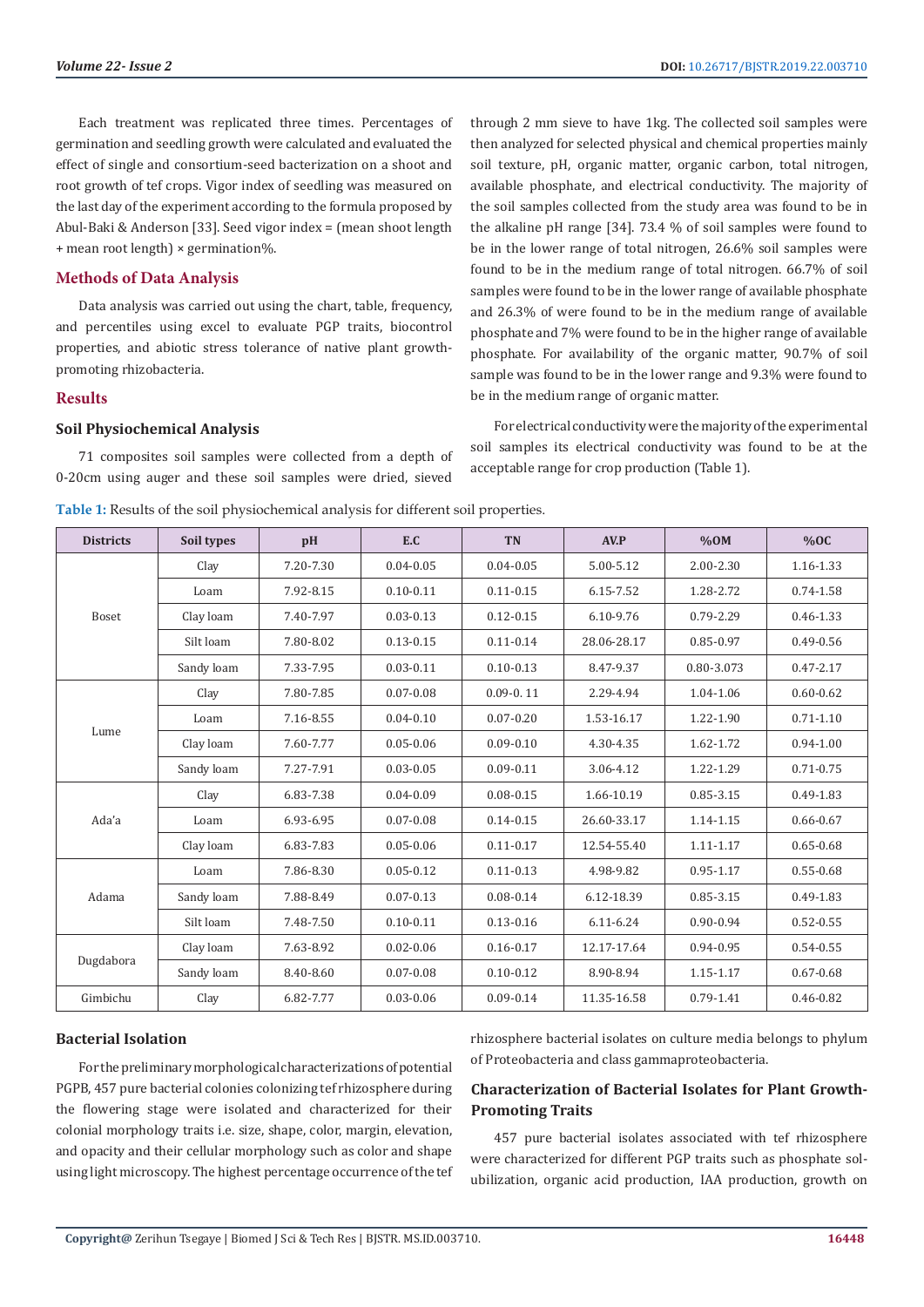Each treatment was replicated three times. Percentages of germination and seedling growth were calculated and evaluated the effect of single and consortium-seed bacterization on a shoot and root growth of tef crops. Vigor index of seedling was measured on the last day of the experiment according to the formula proposed by Abul-Baki & Anderson [33]. Seed vigor index = (mean shoot length + mean root length) × germination%.

## Methods of Data Analysis

Data analysis was carried out using the chart, table, frequency, and percentiles using excel to evaluate PGP traits, biocontrol properties, and abiotic stress tolerance of native plant growth-promoting rhizobacteria.

## Results

### Soil Physiochemical Analysis

71 composites soil samples were collected from a depth of 0-20cm using auger and these soil samples were dried, sieved through 2 mm sieve to have 1kg. The collected soil samples were then analyzed for selected physical and chemical properties mainly soil texture, pH, organic matter, organic carbon, total nitrogen, available phosphate, and electrical conductivity. The majority of the soil samples collected from the study area was found to be in the alkaline pH range [34]. 73.4 % of soil samples were found to be in the lower range of total nitrogen, 26.6% soil samples were found to be in the medium range of total nitrogen. 66.7% of soil samples were found to be in the lower range of available phosphate and 26.3% of were found to be in the medium range of available phosphate and 7% were found to be in the higher range of available phosphate. For availability of the organic matter, 90.7% of soil sample was found to be in the lower range and 9.3% were found to be in the medium range of organic matter.

For electrical conductivity were the majority of the experimental soil samples its electrical conductivity was found to be at the acceptable range for crop production (Table 1).

**Table 1:** Results of the soil physiochemical analysis for different soil properties.

| Districts | Soil types | pH | E.C | TN | AV.P | %OM | %OC |
|---|---|---|---|---|---|---|---|
| Boset | Clay | 7.20-7.30 | 0.04-0.05 | 0.04-0.05 | 5.00-5.12 | 2.00-2.30 | 1.16-1.33 |
| | Loam | 7.92-8.15 | 0.10-0.11 | 0.11-0.15 | 6.15-7.52 | 1.28-2.72 | 0.74-1.58 |
| | Clay loam | 7.40-7.97 | 0.03-0.13 | 0.12-0.15 | 6.10-9.76 | 0.79-2.29 | 0.46-1.33 |
| | Silt loam | 7.80-8.02 | 0.13-0.15 | 0.11-0.14 | 28.06-28.17 | 0.85-0.97 | 0.49-0.56 |
| | Sandy loam | 7.33-7.95 | 0.03-0.11 | 0.10-0.13 | 8.47-9.37 | 0.80-3.073 | 0.47-2.17 |
| Lume | Clay | 7.80-7.85 | 0.07-0.08 | 0.09-0. 11 | 2.29-4.94 | 1.04-1.06 | 0.60-0.62 |
| | Loam | 7.16-8.55 | 0.04-0.10 | 0.07-0.20 | 1.53-16.17 | 1.22-1.90 | 0.71-1.10 |
| | Clay loam | 7.60-7.77 | 0.05-0.06 | 0.09-0.10 | 4.30-4.35 | 1.62-1.72 | 0.94-1.00 |
| | Sandy loam | 7.27-7.91 | 0.03-0.05 | 0.09-0.11 | 3.06-4.12 | 1.22-1.29 | 0.71-0.75 |
| Ada'a | Clay | 6.83-7.38 | 0.04-0.09 | 0.08-0.15 | 1.66-10.19 | 0.85-3.15 | 0.49-1.83 |
| | Loam | 6.93-6.95 | 0.07-0.08 | 0.14-0.15 | 26.60-33.17 | 1.14-1.15 | 0.66-0.67 |
| | Clay loam | 6.83-7.83 | 0.05-0.06 | 0.11-0.17 | 12.54-55.40 | 1.11-1.17 | 0.65-0.68 |
| Adama | Loam | 7.86-8.30 | 0.05-0.12 | 0.11-0.13 | 4.98-9.82 | 0.95-1.17 | 0.55-0.68 |
| | Sandy loam | 7.88-8.49 | 0.07-0.13 | 0.08-0.14 | 6.12-18.39 | 0.85-3.15 | 0.49-1.83 |
| | Silt loam | 7.48-7.50 | 0.10-0.11 | 0.13-0.16 | 6.11-6.24 | 0.90-0.94 | 0.52-0.55 |
| Dugdabora | Clay loam | 7.63-8.92 | 0.02-0.06 | 0.16-0.17 | 12.17-17.64 | 0.94-0.95 | 0.54-0.55 |
| | Sandy loam | 8.40-8.60 | 0.07-0.08 | 0.10-0.12 | 8.90-8.94 | 1.15-1.17 | 0.67-0.68 |
| Gimbichu | Clay | 6.82-7.77 | 0.03-0.06 | 0.09-0.14 | 11.35-16.58 | 0.79-1.41 | 0.46-0.82 |

### Bacterial Isolation

For the preliminary morphological characterizations of potential PGPB, 457 pure bacterial colonies colonizing tef rhizosphere during the flowering stage were isolated and characterized for their colonial morphology traits i.e. size, shape, color, margin, elevation, and opacity and their cellular morphology such as color and shape using light microscopy. The highest percentage occurrence of the tef rhizosphere bacterial isolates on culture media belongs to phylum of Proteobacteria and class gammaproteobacteria.

### Characterization of Bacterial Isolates for Plant Growth-Promoting Traits

457 pure bacterial isolates associated with tef rhizosphere were characterized for different PGP traits such as phosphate solubilization, organic acid production, IAA production, growth on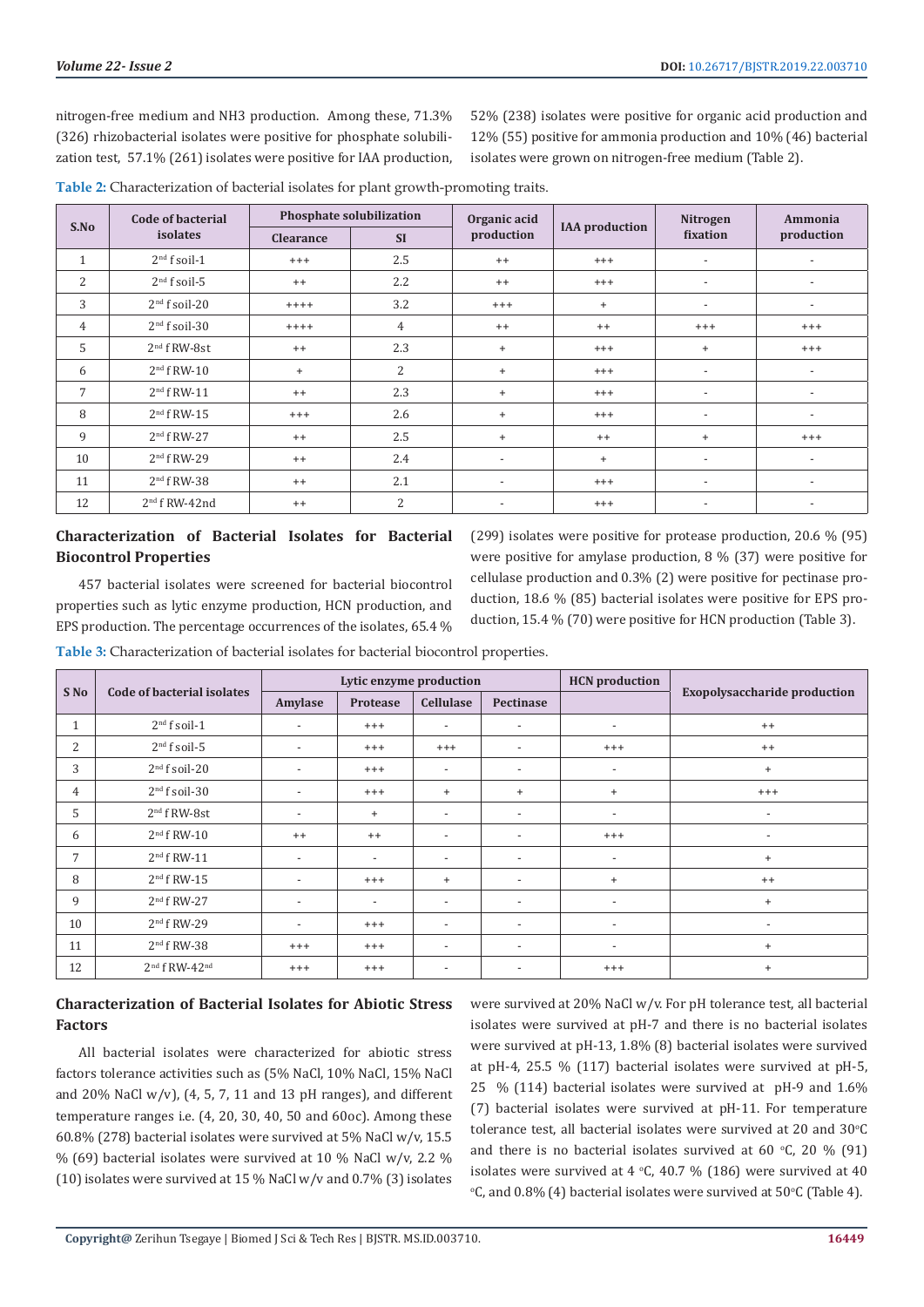nitrogen-free medium and NH3 production. Among these, 71.3% (326) rhizobacterial isolates were positive for phosphate solubilization test, 57.1% (261) isolates were positive for IAA production, 52% (238) isolates were positive for organic acid production and 12% (55) positive for ammonia production and 10% (46) bacterial isolates were grown on nitrogen-free medium (Table 2).

**Table 2:** Characterization of bacterial isolates for plant growth-promoting traits.

| S.No | Code of bacterial isolates | Phosphate solubilization | | Organic acid production | IAA production | Nitrogen fixation | Ammonia production |
|---|---|---|---|---|---|---|---|
| | | Clearance | SI | | | | |
| 1 | 2nd f soil-1 | +++ | 2.5 | ++ | +++ | - | - |
| 2 | 2nd f soil-5 | ++ | 2.2 | ++ | +++ | - | - |
| 3 | 2nd f soil-20 | ++++ | 3.2 | +++ | + | - | - |
| 4 | 2nd f soil-30 | ++++ | 4 | ++ | ++ | +++ | +++ |
| 5 | 2nd f RW-8st | ++ | 2.3 | + | +++ | + | +++ |
| 6 | 2nd f RW-10 | + | 2 | + | +++ | - | - |
| 7 | 2nd f RW-11 | ++ | 2.3 | + | +++ | - | - |
| 8 | 2nd f RW-15 | +++ | 2.6 | + | +++ | - | - |
| 9 | 2nd f RW-27 | ++ | 2.5 | + | ++ | + | +++ |
| 10 | 2nd f RW-29 | ++ | 2.4 | - | + | - | - |
| 11 | 2nd f RW-38 | ++ | 2.1 | - | +++ | - | - |
| 12 | 2nd f RW-42nd | ++ | 2 | - | +++ | - | - |

## Characterization of Bacterial Isolates for Bacterial Biocontrol Properties

457 bacterial isolates were screened for bacterial biocontrol properties such as lytic enzyme production, HCN production, and EPS production. The percentage occurrences of the isolates, 65.4 % (299) isolates were positive for protease production, 20.6 % (95) were positive for amylase production, 8 % (37) were positive for cellulase production and 0.3% (2) were positive for pectinase production, 18.6 % (85) bacterial isolates were positive for EPS production, 15.4 % (70) were positive for HCN production (Table 3).

**Table 3:** Characterization of bacterial isolates for bacterial biocontrol properties.

| S No | Code of bacterial isolates | Lytic enzyme production | | | | HCN production | Exopolysaccharide production |
|---|---|---|---|---|---|---|---|
| | | Amylase | Protease | Cellulase | Pectinase | | |
| 1 | 2nd f soil-1 | - | +++ | - | - | - | ++ |
| 2 | 2nd f soil-5 | - | +++ | +++ | - | +++ | ++ |
| 3 | 2nd f soil-20 | - | +++ | - | - | - | + |
| 4 | 2nd f soil-30 | - | +++ | + | + | + | +++ |
| 5 | 2nd f RW-8st | - | + | - | - | - | - |
| 6 | 2nd f RW-10 | ++ | ++ | - | - | +++ | - |
| 7 | 2nd f RW-11 | - | - | - | - | - | + |
| 8 | 2nd f RW-15 | - | +++ | + | - | + | ++ |
| 9 | 2nd f RW-27 | - | - | - | - | - | + |
| 10 | 2nd f RW-29 | - | +++ | - | - | - | - |
| 11 | 2nd f RW-38 | +++ | +++ | - | - | - | + |
| 12 | 2nd f RW-42nd | +++ | +++ | - | - | +++ | + |

## Characterization of Bacterial Isolates for Abiotic Stress Factors

All bacterial isolates were characterized for abiotic stress factors tolerance activities such as (5% NaCl, 10% NaCl, 15% NaCl and 20% NaCl w/v), (4, 5, 7, 11 and 13 pH ranges), and different temperature ranges i.e. (4, 20, 30, 40, 50 and 60oc). Among these 60.8% (278) bacterial isolates were survived at 5% NaCl w/v, 15.5 % (69) bacterial isolates were survived at 10 % NaCl w/v, 2.2 % (10) isolates were survived at 15 % NaCl w/v and 0.7% (3) isolates were survived at 20% NaCl w/v. For pH tolerance test, all bacterial isolates were survived at pH-7 and there is no bacterial isolates were survived at pH-13, 1.8% (8) bacterial isolates were survived at pH-4, 25.5 % (117) bacterial isolates were survived at pH-5, 25 % (114) bacterial isolates were survived at pH-9 and 1.6% (7) bacterial isolates were survived at pH-11. For temperature tolerance test, all bacterial isolates were survived at 20 and 30°C and there is no bacterial isolates survived at 60 °C, 20 % (91) isolates were survived at 4 °C, 40.7 % (186) were survived at 40 °C, and 0.8% (4) bacterial isolates were survived at 50°C (Table 4).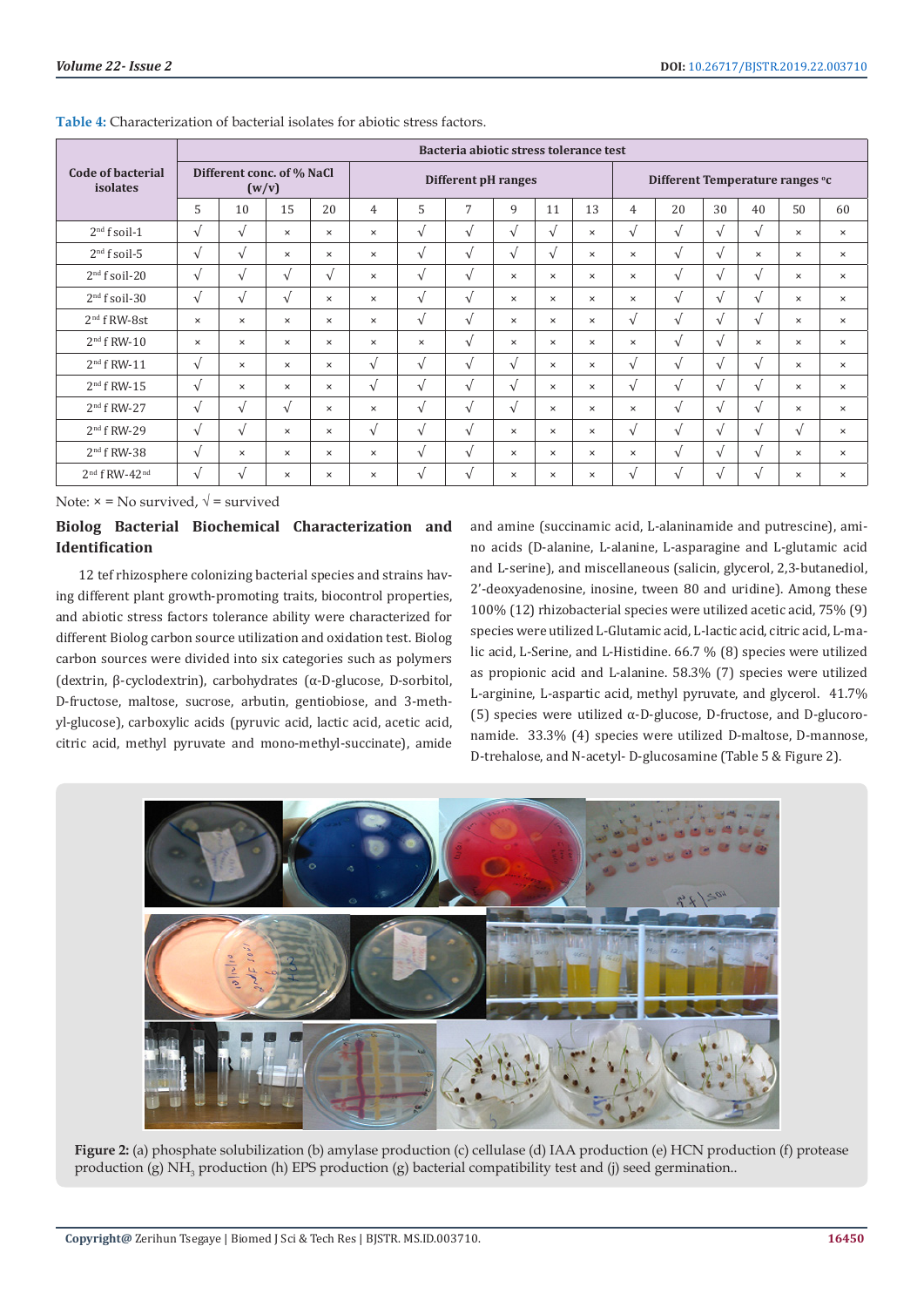**Table 4:** Characterization of bacterial isolates for abiotic stress factors.

| Code of bacterial isolates | Bacteria abiotic stress tolerance test | | | | | | | | | | | | | | | |
|---|---|---|---|---|---|---|---|---|---|---|---|---|---|---|---|---|
| | Different conc. of % NaCl (w/v) | | | | Different pH ranges | | | | | | Different Temperature ranges °c | | | | | |
| | 5 | 10 | 15 | 20 | 4 | 5 | 7 | 9 | 11 | 13 | 4 | 20 | 30 | 40 | 50 | 60 |
| 2nd f soil-1 | √ | √ | × | × | × | √ | √ | √ | √ | × | √ | √ | √ | √ | × | × |
| 2nd f soil-5 | √ | √ | × | × | × | √ | √ | √ | √ | × | × | √ | √ | × | × | × |
| 2nd f soil-20 | √ | √ | √ | √ | × | √ | √ | × | × | × | × | √ | √ | √ | × | × |
| 2nd f soil-30 | √ | √ | √ | × | × | √ | √ | × | × | × | × | √ | √ | √ | × | × |
| 2nd f RW-8st | × | × | × | × | × | √ | √ | × | × | × | √ | √ | √ | √ | × | × |
| 2nd f RW-10 | × | × | × | × | × | × | √ | × | × | × | × | √ | √ | × | × | × |
| 2nd f RW-11 | √ | × | × | × | √ | √ | √ | √ | × | × | √ | √ | √ | √ | × | × |
| 2nd f RW-15 | √ | × | × | × | √ | √ | √ | √ | × | × | √ | √ | √ | √ | × | × |
| 2nd f RW-27 | √ | √ | √ | × | × | √ | √ | √ | × | × | × | √ | √ | √ | × | × |
| 2nd f RW-29 | √ | √ | × | × | √ | √ | √ | × | × | × | √ | √ | √ | √ | √ | × |
| 2nd f RW-38 | √ | × | × | × | × | √ | √ | × | × | × | × | √ | √ | √ | × | × |
| 2nd f RW-42nd | √ | √ | × | × | × | √ | √ | × | × | × | √ | √ | √ | √ | × | × |

Note: × = No survived, √ = survived

## Biolog Bacterial Biochemical Characterization and Identification

12 tef rhizosphere colonizing bacterial species and strains having different plant growth-promoting traits, biocontrol properties, and abiotic stress factors tolerance ability were characterized for different Biolog carbon source utilization and oxidation test. Biolog carbon sources were divided into six categories such as polymers (dextrin, β-cyclodextrin), carbohydrates (α-D-glucose, D-sorbitol, D-fructose, maltose, sucrose, arbutin, gentiobiose, and 3-methyl-glucose), carboxylic acids (pyruvic acid, lactic acid, acetic acid, citric acid, methyl pyruvate and mono-methyl-succinate), amide and amine (succinamic acid, L-alaninamide and putrescine), amino acids (D-alanine, L-alanine, L-asparagine and L-glutamic acid and L-serine), and miscellaneous (salicin, glycerol, 2,3-butanediol, 2'-deoxyadenosine, inosine, tween 80 and uridine). Among these 100% (12) rhizobacterial species were utilized acetic acid, 75% (9) species were utilized L-Glutamic acid, L-lactic acid, citric acid, L-malic acid, L-Serine, and L-Histidine. 66.7 % (8) species were utilized as propionic acid and L-alanine. 58.3% (7) species were utilized L-arginine, L-aspartic acid, methyl pyruvate, and glycerol. 41.7% (5) species were utilized α-D-glucose, D-fructose, and D-glucoronamide. 33.3% (4) species were utilized D-maltose, D-mannose, D-trehalose, and N-acetyl- D-glucosamine (Table 5 & Figure 2).

**Figure 2:** (a) phosphate solubilization (b) amylase production (c) cellulase (d) IAA production (e) HCN production (f) protease production (g) $NH_3$ production (h) EPS production (g) bacterial compatibility test and (j) seed germination..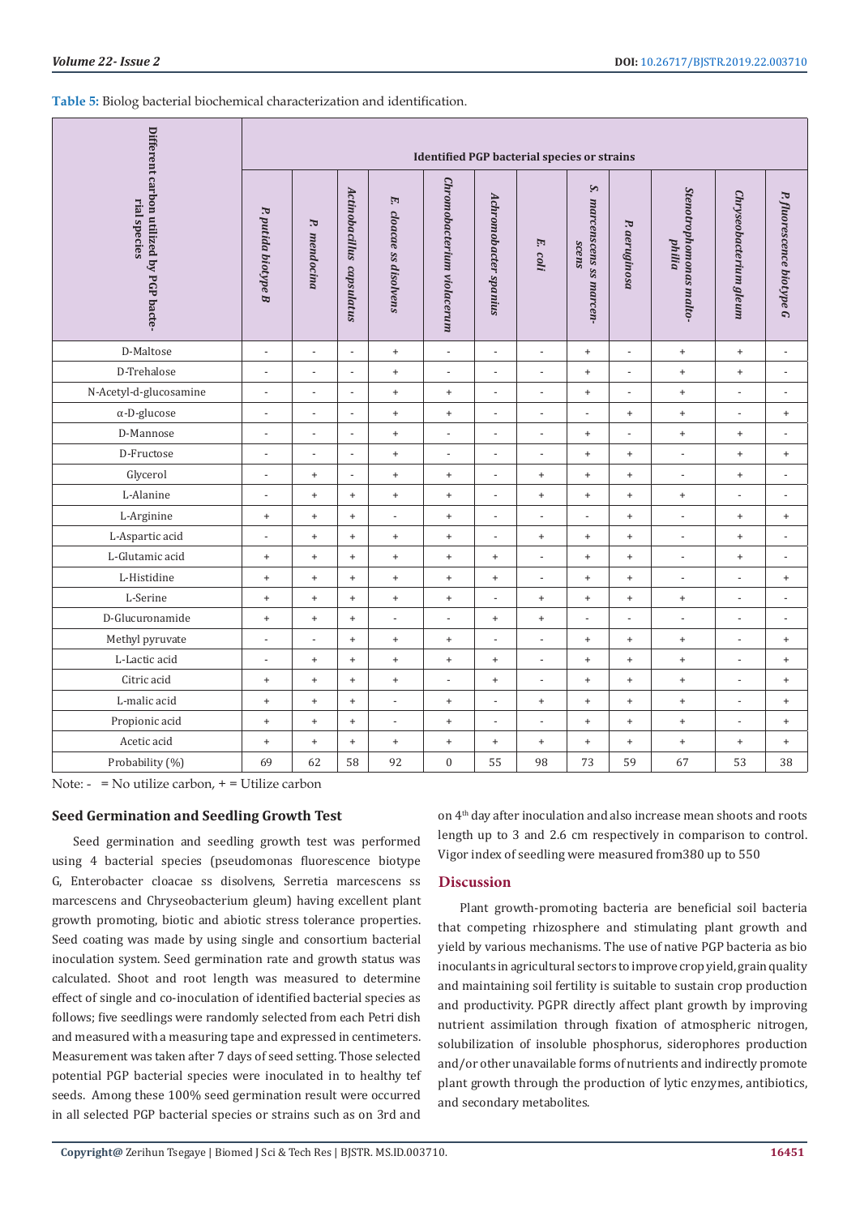**Table 5:** Biolog bacterial biochemical characterization and identification.

| Different carbon utilized by PGP bacterial species | Identified PGP bacterial species or strains | | | | | | | | | | | |
|---|---|---|---|---|---|---|---|---|---|---|---|---|
| | *P. putida biotype B* | *P. mendocina* | *Actinobacillus capsulatus* | *E. cloacae ss disolvens* | *Chromobacterium violacerum* | *Achromobacter spanius* | *E. coli* | *S. marcenscens ss marcenscens* | *P. aeruginosa* | *Stenotrophomonas maltophilia* | *Chryseobacterium gleum* | *P. fluorescence biotype G* |
| D-Maltose | - | - | - | + | - | - | - | + | - | + | + | - |
| D-Trehalose | - | - | - | + | - | - | - | + | - | + | + | - |
| N-Acetyl-d-glucosamine | - | - | - | + | + | - | - | + | - | + | - | - |
| α-D-glucose | - | - | - | + | + | - | - | - | + | + | - | + |
| D-Mannose | - | - | - | + | - | - | - | + | - | + | + | - |
| D-Fructose | - | - | - | + | - | - | - | + | + | - | + | + |
| Glycerol | - | + | - | + | + | - | + | + | + | - | + | - |
| L-Alanine | - | + | + | + | + | - | + | + | + | + | - | - |
| L-Arginine | + | + | + | - | + | - | - | - | + | - | + | + |
| L-Aspartic acid | - | + | + | + | + | - | + | + | + | - | + | - |
| L-Glutamic acid | + | + | + | + | + | + | - | + | + | - | + | - |
| L-Histidine | + | + | + | + | + | + | - | + | + | - | - | + |
| L-Serine | + | + | + | + | + | - | + | + | + | + | - | - |
| D-Glucuronamide | + | + | + | - | - | + | + | - | - | - | - | - |
| Methyl pyruvate | - | - | + | + | + | - | - | + | + | + | - | + |
| L-Lactic acid | - | + | + | + | + | + | - | + | + | + | - | + |
| Citric acid | + | + | + | + | - | + | - | + | + | + | - | + |
| L-malic acid | + | + | + | - | + | - | + | + | + | + | - | + |
| Propionic acid | + | + | + | - | + | - | - | + | + | + | - | + |
| Acetic acid | + | + | + | + | + | + | + | + | + | + | + | + |
| Probability (%) | 69 | 62 | 58 | 92 | 0 | 55 | 98 | 73 | 59 | 67 | 53 | 38 |

Note: - = No utilize carbon, + = Utilize carbon

## Seed Germination and Seedling Growth Test

Seed germination and seedling growth test was performed using 4 bacterial species (pseudomonas fluorescence biotype G, Enterobacter cloacae ss disolvens, Serretia marcescens ss marcescens and Chryseobacterium gleum) having excellent plant growth promoting, biotic and abiotic stress tolerance properties. Seed coating was made by using single and consortium bacterial inoculation system. Seed germination rate and growth status was calculated. Shoot and root length was measured to determine effect of single and co-inoculation of identified bacterial species as follows; five seedlings were randomly selected from each Petri dish and measured with a measuring tape and expressed in centimeters. Measurement was taken after 7 days of seed setting. Those selected potential PGP bacterial species were inoculated in to healthy tef seeds. Among these 100% seed germination result were occurred in all selected PGP bacterial species or strains such as on 3rd and on 4th day after inoculation and also increase mean shoots and roots length up to 3 and 2.6 cm respectively in comparison to control. Vigor index of seedling were measured from380 up to 550

## Discussion

Plant growth-promoting bacteria are beneficial soil bacteria that competing rhizosphere and stimulating plant growth and yield by various mechanisms. The use of native PGP bacteria as bio inoculants in agricultural sectors to improve crop yield, grain quality and maintaining soil fertility is suitable to sustain crop production and productivity. PGPR directly affect plant growth by improving nutrient assimilation through fixation of atmospheric nitrogen, solubilization of insoluble phosphorus, siderophores production and/or other unavailable forms of nutrients and indirectly promote plant growth through the production of lytic enzymes, antibiotics, and secondary metabolites.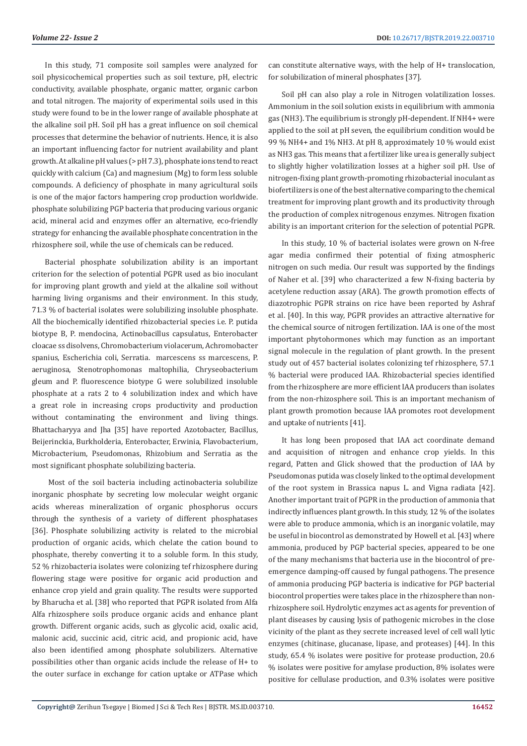In this study, 71 composite soil samples were analyzed for soil physicochemical properties such as soil texture, pH, electric conductivity, available phosphate, organic matter, organic carbon and total nitrogen. The majority of experimental soils used in this study were found to be in the lower range of available phosphate at the alkaline soil pH. Soil pH has a great influence on soil chemical processes that determine the behavior of nutrients. Hence, it is also an important influencing factor for nutrient availability and plant growth. At alkaline pH values (> pH 7.3), phosphate ions tend to react quickly with calcium (Ca) and magnesium (Mg) to form less soluble compounds. A deficiency of phosphate in many agricultural soils is one of the major factors hampering crop production worldwide. phosphate solubilizing PGP bacteria that producing various organic acid, mineral acid and enzymes offer an alternative, eco-friendly strategy for enhancing the available phosphate concentration in the rhizosphere soil, while the use of chemicals can be reduced.

Bacterial phosphate solubilization ability is an important criterion for the selection of potential PGPR used as bio inoculant for improving plant growth and yield at the alkaline soil without harming living organisms and their environment. In this study, 71.3 % of bacterial isolates were solubilizing insoluble phosphate. All the biochemically identified rhizobacterial species i.e. P. putida biotype B, P. mendocina, Actinobacillus capsulatus, Enterobacter cloacae ss disolvens, Chromobacterium violacerum, Achromobacter spanius, Escherichia coli, Serratia. marcescens ss marcescens, P. aeruginosa, Stenotrophomonas maltophilia, Chryseobacterium gleum and P. fluorescence biotype G were solubilized insoluble phosphate at a rats 2 to 4 solubilization index and which have a great role in increasing crops productivity and production without contaminating the environment and living things. Bhattacharyya and Jha [35] have reported Azotobacter, Bacillus, Beijerinckia, Burkholderia, Enterobacter, Erwinia, Flavobacterium, Microbacterium, Pseudomonas, Rhizobium and Serratia as the most significant phosphate solubilizing bacteria.

Most of the soil bacteria including actinobacteria solubilize inorganic phosphate by secreting low molecular weight organic acids whereas mineralization of organic phosphorus occurs through the synthesis of a variety of different phosphatases [36]. Phosphate solubilizing activity is related to the microbial production of organic acids, which chelate the cation bound to phosphate, thereby converting it to a soluble form. In this study, 52 % rhizobacteria isolates were colonizing tef rhizosphere during flowering stage were positive for organic acid production and enhance crop yield and grain quality. The results were supported by Bharucha et al. [38] who reported that PGPR isolated from Alfa Alfa rhizosphere soils produce organic acids and enhance plant growth. Different organic acids, such as glycolic acid, oxalic acid, malonic acid, succinic acid, citric acid, and propionic acid, have also been identified among phosphate solubilizers. Alternative possibilities other than organic acids include the release of $H^+$ to the outer surface in exchange for cation uptake or ATPase which can constitute alternative ways, with the help of $H^+$ translocation, for solubilization of mineral phosphates [37].

Soil pH can also play a role in Nitrogen volatilization losses. Ammonium in the soil solution exists in equilibrium with ammonia gas ($NH_3$). The equilibrium is strongly pH-dependent. If $NH_4^+$ were applied to the soil at pH seven, the equilibrium condition would be 99 % $NH_4^+$ and 1% $NH_3$. At pH 8, approximately 10 % would exist as $NH_3$ gas. This means that a fertilizer like urea is generally subject to slightly higher volatilization losses at a higher soil pH. Use of nitrogen-fixing plant growth-promoting rhizobacterial inoculant as biofertilizers is one of the best alternative comparing to the chemical treatment for improving plant growth and its productivity through the production of complex nitrogenous enzymes. Nitrogen fixation ability is an important criterion for the selection of potential PGPR.

In this study, 10 % of bacterial isolates were grown on N-free agar media confirmed their potential of fixing atmospheric nitrogen on such media. Our result was supported by the findings of Naher et al. [39] who characterized a few N-fixing bacteria by acetylene reduction assay (ARA). The growth promotion effects of diazotrophic PGPR strains on rice have been reported by Ashraf et al. [40]. In this way, PGPR provides an attractive alternative for the chemical source of nitrogen fertilization. IAA is one of the most important phytohormones which may function as an important signal molecule in the regulation of plant growth. In the present study out of 457 bacterial isolates colonizing tef rhizosphere, 57.1 % bacterial were produced IAA. Rhizobacterial species identified from the rhizosphere are more efficient IAA producers than isolates from the non-rhizosphere soil. This is an important mechanism of plant growth promotion because IAA promotes root development and uptake of nutrients [41].

It has long been proposed that IAA act coordinate demand and acquisition of nitrogen and enhance crop yields. In this regard, Patten and Glick showed that the production of IAA by Pseudomonas putida was closely linked to the optimal development of the root system in Brassica napus L. and Vigna radiata [42]. Another important trait of PGPR in the production of ammonia that indirectly influences plant growth. In this study, 12 % of the isolates were able to produce ammonia, which is an inorganic volatile, may be useful in biocontrol as demonstrated by Howell et al. [43] where ammonia, produced by PGP bacterial species, appeared to be one of the many mechanisms that bacteria use in the biocontrol of pre-emergence damping-off caused by fungal pathogens. The presence of ammonia producing PGP bacteria is indicative for PGP bacterial biocontrol properties were takes place in the rhizosphere than non-rhizosphere soil. Hydrolytic enzymes act as agents for prevention of plant diseases by causing lysis of pathogenic microbes in the close vicinity of the plant as they secrete increased level of cell wall lytic enzymes (chitinase, glucanase, lipase, and proteases) [44]. In this study, 65.4 % isolates were positive for protease production, 20.6 % isolates were positive for amylase production, 8% isolates were positive for cellulase production, and 0.3% isolates were positive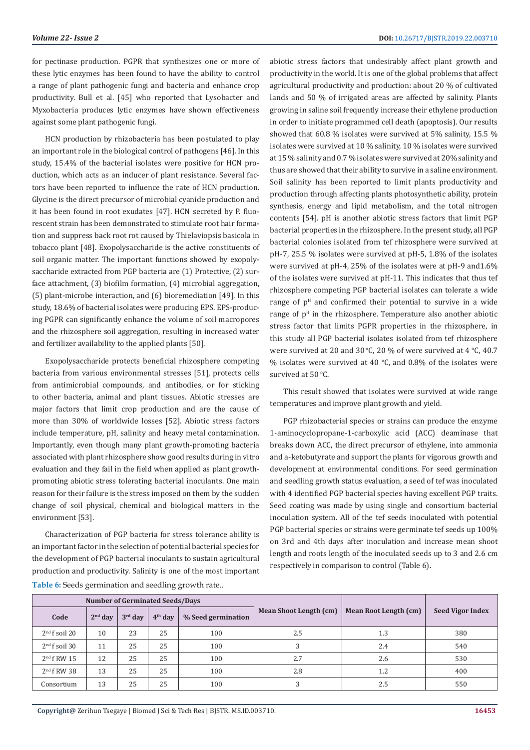for pectinase production. PGPR that synthesizes one or more of these lytic enzymes has been found to have the ability to control a range of plant pathogenic fungi and bacteria and enhance crop productivity. Bull et al. [45] who reported that Lysobacter and Myxobacteria produces lytic enzymes have shown effectiveness against some plant pathogenic fungi.

HCN production by rhizobacteria has been postulated to play an important role in the biological control of pathogens [46]. In this study, 15.4% of the bacterial isolates were positive for HCN production, which acts as an inducer of plant resistance. Several factors have been reported to influence the rate of HCN production. Glycine is the direct precursor of microbial cyanide production and it has been found in root exudates [47]. HCN secreted by P. fluorescent strain has been demonstrated to stimulate root hair formation and suppress back root rot caused by Thielaviopsis basicola in tobacco plant [48]. Exopolysaccharide is the active constituents of soil organic matter. The important functions showed by exopolysaccharide extracted from PGP bacteria are (1) Protective, (2) surface attachment, (3) biofilm formation, (4) microbial aggregation, (5) plant-microbe interaction, and (6) bioremediation [49]. In this study, 18.6% of bacterial isolates were producing EPS. EPS-producing PGPR can significantly enhance the volume of soil macropores and the rhizosphere soil aggregation, resulting in increased water and fertilizer availability to the applied plants [50].

Exopolysaccharide protects beneficial rhizosphere competing bacteria from various environmental stresses [51], protects cells from antimicrobial compounds, and antibodies, or for sticking to other bacteria, animal and plant tissues. Abiotic stresses are major factors that limit crop production and are the cause of more than 30% of worldwide losses [52]. Abiotic stress factors include temperature, pH, salinity and heavy metal contamination. Importantly, even though many plant growth-promoting bacteria associated with plant rhizosphere show good results during in vitro evaluation and they fail in the field when applied as plant growth-promoting abiotic stress tolerating bacterial inoculants. One main reason for their failure is the stress imposed on them by the sudden change of soil physical, chemical and biological matters in the environment [53].

Characterization of PGP bacteria for stress tolerance ability is an important factor in the selection of potential bacterial species for the development of PGP bacterial inoculants to sustain agricultural production and productivity. Salinity is one of the most important abiotic stress factors that undesirably affect plant growth and productivity in the world. It is one of the global problems that affect agricultural productivity and production: about 20 % of cultivated lands and 50 % of irrigated areas are affected by salinity. Plants growing in saline soil frequently increase their ethylene production in order to initiate programmed cell death (apoptosis). Our results showed that 60.8 % isolates were survived at 5% salinity, 15.5 % isolates were survived at 10 % salinity, 10 % isolates were survived at 15 % salinity and 0.7 % isolates were survived at 20% salinity and thus are showed that their ability to survive in a saline environment. Soil salinity has been reported to limit plants productivity and production through affecting plants photosynthetic ability, protein synthesis, energy and lipid metabolism, and the total nitrogen contents [54]. pH is another abiotic stress factors that limit PGP bacterial properties in the rhizosphere. In the present study, all PGP bacterial colonies isolated from tef rhizosphere were survived at pH-7, 25.5 % isolates were survived at pH-5, 1.8% of the isolates were survived at pH-4, 25% of the isolates were at pH-9 and1.6% of the isolates were survived at pH-11. This indicates that thus tef rhizosphere competing PGP bacterial isolates can tolerate a wide range of $p^H$ and confirmed their potential to survive in a wide range of $p^H$ in the rhizosphere. Temperature also another abiotic stress factor that limits PGPR properties in the rhizosphere, in this study all PGP bacterial isolates isolated from tef rhizosphere were survived at 20 and 30 °C, 20 % of were survived at 4 °C, 40.7 % isolates were survived at 40 °C, and 0.8% of the isolates were survived at 50 °C.

This result showed that isolates were survived at wide range temperatures and improve plant growth and yield.

PGP rhizobacterial species or strains can produce the enzyme 1-aminocyclopropane-1-carboxylic acid (ACC) deaminase that breaks down ACC, the direct precursor of ethylene, into ammonia and a-ketobutyrate and support the plants for vigorous growth and development at environmental conditions. For seed germination and seedling growth status evaluation, a seed of tef was inoculated with 4 identified PGP bacterial species having excellent PGP traits. Seed coating was made by using single and consortium bacterial inoculation system. All of the tef seeds inoculated with potential PGP bacterial species or strains were germinate tef seeds up 100% on 3rd and 4th days after inoculation and increase mean shoot length and roots length of the inoculated seeds up to 3 and 2.6 cm respectively in comparison to control (Table 6).

**Table 6:** Seeds germination and seedling growth rate..

| Number of Germinated Seeds/Days | | | | | Mean Shoot Length (cm) | Mean Root Length (cm) | Seed Vigor Index |
|---|---|---|---|---|---|---|---|
| Code | 2nd day | 3rd day | 4th day | % Seed germination | | | |
| 2nd f soil 20 | 10 | 23 | 25 | 100 | 2.5 | 1.3 | 380 |
| 2nd f soil 30 | 11 | 25 | 25 | 100 | 3 | 2.4 | 540 |
| 2nd f RW 15 | 12 | 25 | 25 | 100 | 2.7 | 2.6 | 530 |
| 2nd f RW 38 | 13 | 25 | 25 | 100 | 2.8 | 1.2 | 400 |
| Consortium | 13 | 25 | 25 | 100 | 3 | 2.5 | 550 |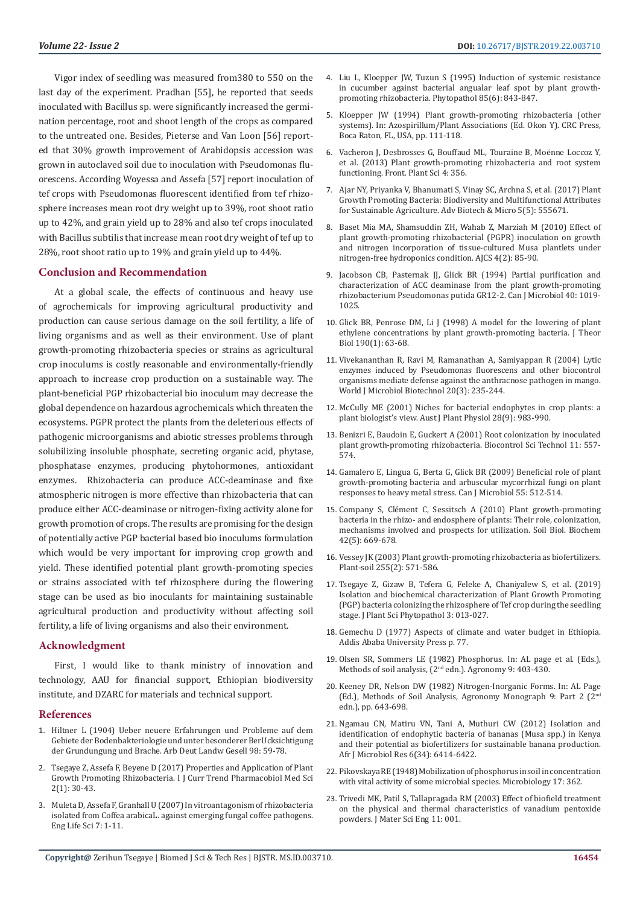Vigor index of seedling was measured from380 to 550 on the last day of the experiment. Pradhan [55], he reported that seeds inoculated with Bacillus sp. were significantly increased the germination percentage, root and shoot length of the crops as compared to the untreated one. Besides, Pieterse and Van Loon [56] reported that 30% growth improvement of Arabidopsis accession was grown in autoclaved soil due to inoculation with Pseudomonas fluorescens. According Woyessa and Assefa [57] report inoculation of tef crops with Pseudomonas fluorescent identified from tef rhizosphere increases mean root dry weight up to 39%, root shoot ratio up to 42%, and grain yield up to 28% and also tef crops inoculated with Bacillus subtilis that increase mean root dry weight of tef up to 28%, root shoot ratio up to 19% and grain yield up to 44%.

## Conclusion and Recommendation

At a global scale, the effects of continuous and heavy use of agrochemicals for improving agricultural productivity and production can cause serious damage on the soil fertility, a life of living organisms and as well as their environment. Use of plant growth-promoting rhizobacteria species or strains as agricultural crop inoculums is costly reasonable and environmentally-friendly approach to increase crop production on a sustainable way. The plant-beneficial PGP rhizobacterial bio inoculum may decrease the global dependence on hazardous agrochemicals which threaten the ecosystems. PGPR protect the plants from the deleterious effects of pathogenic microorganisms and abiotic stresses problems through solubilizing insoluble phosphate, secreting organic acid, phytase, phosphatase enzymes, producing phytohormones, antioxidant enzymes. Rhizobacteria can produce ACC-deaminase and fixe atmospheric nitrogen is more effective than rhizobacteria that can produce either ACC-deaminase or nitrogen-fixing activity alone for growth promotion of crops. The results are promising for the design of potentially active PGP bacterial based bio inoculums formulation which would be very important for improving crop growth and yield. These identified potential plant growth-promoting species or strains associated with tef rhizosphere during the flowering stage can be used as bio inoculants for maintaining sustainable agricultural production and productivity without affecting soil fertility, a life of living organisms and also their environment.

## Acknowledgment

First, I would like to thank ministry of innovation and technology, AAU for financial support, Ethiopian biodiversity institute, and DZARC for materials and technical support.

## References

1. Hiltner L (1904) Ueber neuere Erfahrungen und Probleme auf dem Gebiete der Bodenbakteriologie und unter besonderer BerUcksichtigung der Grundungung und Brache. Arb Deut Landw Gesell 98: 59-78.
2. Tsegaye Z, Assefa F, Beyene D (2017) Properties and Application of Plant Growth Promoting Rhizobacteria. I J Curr Trend Pharmacobiol Med Sci 2(1): 30-43.
3. Muleta D, Assefa F, Granhall U (2007) In vitroantagonism of rhizobacteria isolated from Coffea arabicaL. against emerging fungal coffee pathogens. Eng Life Sci 7: 1-11.
4. Liu L, Kloepper JW, Tuzun S (1995) Induction of systemic resistance in cucumber against bacterial angular leaf spot by plant growth-promoting rhizobacteria. Phytopathol 85(6): 843-847.
5. Kloepper JW (1994) Plant growth-promoting rhizobacteria (other systems). In: Azospirillum/Plant Associations (Ed. Okon Y). CRC Press, Boca Raton, FL, USA, pp. 111-118.
6. Vacheron J, Desbrosses G, Bouffaud ML, Touraine B, Moënne Loccoz Y, et al. (2013) Plant growth-promoting rhizobacteria and root system functioning. Front. Plant Sci 4: 356.
7. Ajar NY, Priyanka V, Bhanumati S, Vinay SC, Archna S, et al. (2017) Plant Growth Promoting Bacteria: Biodiversity and Multifunctional Attributes for Sustainable Agriculture. Adv Biotech & Micro 5(5): 555671.
8. Baset Mia MA, Shamsuddin ZH, Wahab Z, Marziah M (2010) Effect of plant growth-promoting rhizobacterial (PGPR) inoculation on growth and nitrogen incorporation of tissue-cultured Musa plantlets under nitrogen-free hydroponics condition. AJCS 4(2): 85-90.
9. Jacobson CB, Pasternak JJ, Glick BR (1994) Partial purification and characterization of ACC deaminase from the plant growth-promoting rhizobacterium Pseudomonas putida GR12-2. Can J Microbiol 40: 1019-1025.
10. Glick BR, Penrose DM, Li J (1998) A model for the lowering of plant ethylene concentrations by plant growth-promoting bacteria. J Theor Biol 190(1): 63-68.
11. Vivekananthan R, Ravi M, Ramanathan A, Samiyappan R (2004) Lytic enzymes induced by Pseudomonas fluorescens and other biocontrol organisms mediate defense against the anthracnose pathogen in mango. World J Microbiol Biotechnol 20(3): 235-244.
12. McCully ME (2001) Niches for bacterial endophytes in crop plants: a plant biologist's view. Aust J Plant Physiol 28(9): 983-990.
13. Benizri E, Baudoin E, Guckert A (2001) Root colonization by inoculated plant growth-promoting rhizobacteria. Biocontrol Sci Technol 11: 557-574.
14. Gamalero E, Lingua G, Berta G, Glick BR (2009) Beneficial role of plant growth-promoting bacteria and arbuscular mycorrhizal fungi on plant responses to heavy metal stress. Can J Microbiol 55: 512-514.
15. Company S, Clément C, Sessitsch A (2010) Plant growth-promoting bacteria in the rhizo- and endosphere of plants: Their role, colonization, mechanisms involved and prospects for utilization. Soil Biol. Biochem 42(5): 669-678.
16. Vessey JK (2003) Plant growth-promoting rhizobacteria as biofertilizers. Plant-soil 255(2): 571-586.
17. Tsegaye Z, Gizaw B, Tefera G, Feleke A, Chaniyalew S, et al. (2019) Isolation and biochemical characterization of Plant Growth Promoting (PGP) bacteria colonizing the rhizosphere of Tef crop during the seedling stage. J Plant Sci Phytopathol 3: 013-027.
18. Gemechu D (1977) Aspects of climate and water budget in Ethiopia. Addis Ababa University Press p. 77.
19. Olsen SR, Sommers LE (1982) Phosphorus. In: AL page et al. (Eds.), Methods of soil analysis, (2nd edn.). Agronomy 9: 403-430.
20. Keeney DR, Nelson DW (1982) Nitrogen-Inorganic Forms. In: AL Page (Ed.), Methods of Soil Analysis, Agronomy Monograph 9: Part 2 (2nd edn.), pp. 643-698.
21. Ngamau CN, Matiru VN, Tani A, Muthuri CW (2012) Isolation and identification of endophytic bacteria of bananas (Musa spp.) in Kenya and their potential as biofertilizers for sustainable banana production. Afr J Microbiol Res 6(34): 6414-6422.
22. Pikovskaya RE (1948) Mobilization of phosphorus in soil in concentration with vital activity of some microbial species. Microbiology 17: 362.
23. Trivedi MK, Patil S, Tallapragada RM (2003) Effect of biofield treatment on the physical and thermal characteristics of vanadium pentoxide powders. J Mater Sci Eng 11: 001.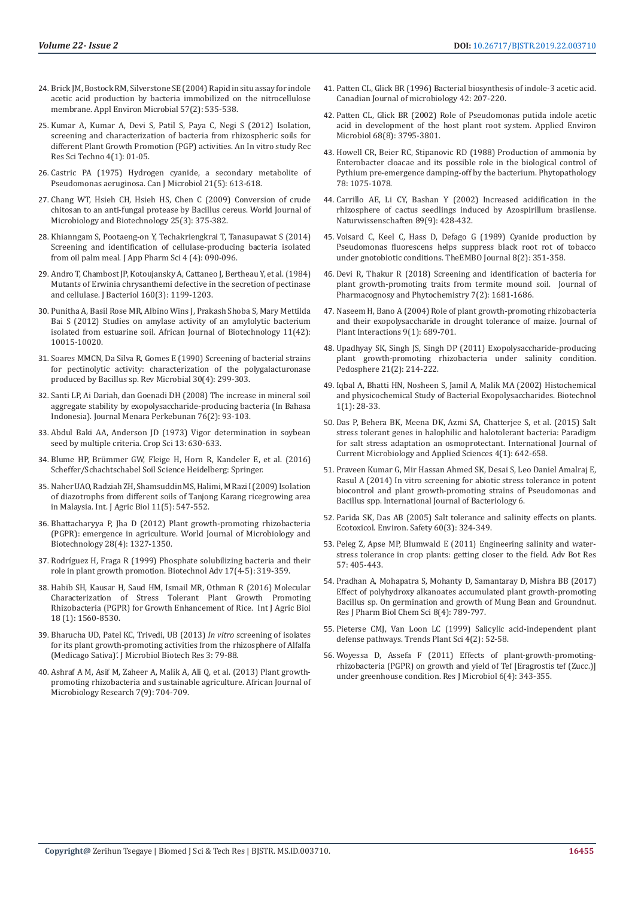24. Brick JM, Bostock RM, Silverstone SE (2004) Rapid in situ assay for indole acetic acid production by bacteria immobilized on the nitrocellulose membrane. Appl Environ Microbial 57(2): 535-538.
25. Kumar A, Kumar A, Devi S, Patil S, Paya C, Negi S (2012) Isolation, screening and characterization of bacteria from rhizospheric soils for different Plant Growth Promotion (PGP) activities. An In vitro study Rec Res Sci Techno 4(1): 01-05.
26. Castric PA (1975) Hydrogen cyanide, a secondary metabolite of Pseudomonas aeruginosa. Can J Microbiol 21(5): 613-618.
27. Chang WT, Hsieh CH, Hsieh HS, Chen C (2009) Conversion of crude chitosan to an anti-fungal protease by Bacillus cereus. World Journal of Microbiology and Biotechnology 25(3): 375-382.
28. Khianngam S, Pootaeng-on Y, Techakriengkrai T, Tanasupawat S (2014) Screening and identification of cellulase-producing bacteria isolated from oil palm meal. J App Pharm Sci 4 (4): 090-096.
29. Andro T, Chambost JP, Kotoujansky A, Cattaneo J, Bertheau Y, et al. (1984) Mutants of Erwinia chrysanthemi defective in the secretion of pectinase and cellulase. J Bacteriol 160(3): 1199-1203.
30. Punitha A, Basil Rose MR, Albino Wins J, Prakash Shoba S, Mary Mettilda Bai S (2012) Studies on amylase activity of an amylolytic bacterium isolated from estuarine soil. African Journal of Biotechnology 11(42): 10015-10020.
31. Soares MMCN, Da Silva R, Gomes E (1990) Screening of bacterial strains for pectinolytic activity: characterization of the polygalacturonase produced by Bacillus sp. Rev Microbial 30(4): 299-303.
32. Santi LP, Ai Dariah, dan Goenadi DH (2008) The increase in mineral soil aggregate stability by exopolysaccharide-producing bacteria (In Bahasa Indonesia). Journal Menara Perkebunan 76(2): 93-103.
33. Abdul Baki AA, Anderson JD (1973) Vigor determination in soybean seed by multiple criteria. Crop Sci 13: 630-633.
34. Blume HP, Brümmer GW, Fleige H, Horn R, Kandeler E, et al. (2016) Scheffer/Schachtschabel Soil Science Heidelberg: Springer.
35. Naher UAO, Radziah ZH, Shamsuddin MS, Halimi, M Razi I (2009) Isolation of diazotrophs from different soils of Tanjong Karang ricegrowing area in Malaysia. Int. J Agric Biol 11(5): 547-552.
36. Bhattacharyya P, Jha D (2012) Plant growth-promoting rhizobacteria (PGPR): emergence in agriculture. World Journal of Microbiology and Biotechnology 28(4): 1327-1350.
37. Rodríguez H, Fraga R (1999) Phosphate solubilizing bacteria and their role in plant growth promotion. Biotechnol Adv 17(4-5): 319-359.
38. Habib SH, Kausar H, Saud HM, Ismail MR, Othman R (2016) Molecular Characterization of Stress Tolerant Plant Growth Promoting Rhizobacteria (PGPR) for Growth Enhancement of Rice. Int J Agric Biol 18 (1): 1560-8530.
39. Bharucha UD, Patel KC, Trivedi, UB (2013) *In vitro* screening of isolates for its plant growth-promoting activities from the rhizosphere of Alfalfa (Medicago Sativa)'. J Microbiol Biotech Res 3: 79-88.
40. Ashraf A M, Asif M, Zaheer A, Malik A, Ali Q, et al. (2013) Plant growth-promoting rhizobacteria and sustainable agriculture. African Journal of Microbiology Research 7(9): 704-709.
41. Patten CL, Glick BR (1996) Bacterial biosynthesis of indole-3 acetic acid. Canadian Journal of microbiology 42: 207-220.
42. Patten CL, Glick BR (2002) Role of Pseudomonas putida indole acetic acid in development of the host plant root system. Applied Environ Microbiol 68(8): 3795-3801.
43. Howell CR, Beier RC, Stipanovic RD (1988) Production of ammonia by Enterobacter cloacae and its possible role in the biological control of Pythium pre-emergence damping-off by the bacterium. Phytopathology 78: 1075-1078.
44. Carrillo AE, Li CY, Bashan Y (2002) Increased acidification in the rhizosphere of cactus seedlings induced by Azospirillum brasilense. Naturwissenschaften 89(9): 428-432.
45. Voisard C, Keel C, Hass D, Defago G (1989) Cyanide production by Pseudomonas fluorescens helps suppress black root rot of tobacco under gnotobiotic conditions. TheEMBO Journal 8(2): 351-358.
46. Devi R, Thakur R (2018) Screening and identification of bacteria for plant growth-promoting traits from termite mound soil. Journal of Pharmacognosy and Phytochemistry 7(2): 1681-1686.
47. Naseem H, Bano A (2004) Role of plant growth-promoting rhizobacteria and their exopolysaccharide in drought tolerance of maize. Journal of Plant Interactions 9(1): 689-701.
48. Upadhyay SK, Singh JS, Singh DP (2011) Exopolysaccharide-producing plant growth-promoting rhizobacteria under salinity condition. Pedosphere 21(2): 214-222.
49. Iqbal A, Bhatti HN, Nosheen S, Jamil A, Malik MA (2002) Histochemical and physicochemical Study of Bacterial Exopolysaccharides. Biotechnol 1(1): 28-33.
50. Das P, Behera BK, Meena DK, Azmi SA, Chatterjee S, et al. (2015) Salt stress tolerant genes in halophilic and halotolerant bacteria: Paradigm for salt stress adaptation an osmoprotectant. International Journal of Current Microbiology and Applied Sciences 4(1): 642-658.
51. Praveen Kumar G, Mir Hassan Ahmed SK, Desai S, Leo Daniel Amalraj E, Rasul A (2014) In vitro screening for abiotic stress tolerance in potent biocontrol and plant growth-promoting strains of Pseudomonas and Bacillus spp. International Journal of Bacteriology 6.
52. Parida SK, Das AB (2005) Salt tolerance and salinity effects on plants. Ecotoxicol. Environ. Safety 60(3): 324-349.
53. Peleg Z, Apse MP, Blumwald E (2011) Engineering salinity and water-stress tolerance in crop plants: getting closer to the field. Adv Bot Res 57: 405-443.
54. Pradhan A, Mohapatra S, Mohanty D, Samantaray D, Mishra BB (2017) Effect of polyhydroxy alkanoates accumulated plant growth-promoting Bacillus sp. On germination and growth of Mung Bean and Groundnut. Res J Pharm Biol Chem Sci 8(4): 789-797.
55. Pieterse CMJ, Van Loon LC (1999) Salicylic acid-independent plant defense pathways. Trends Plant Sci 4(2): 52-58.
56. Woyessa D, Assefa F (2011) Effects of plant-growth-promoting-rhizobacteria (PGPR) on growth and yield of Tef [Eragrostis tef (Zucc.)] under greenhouse condition. Res J Microbiol 6(4): 343-355.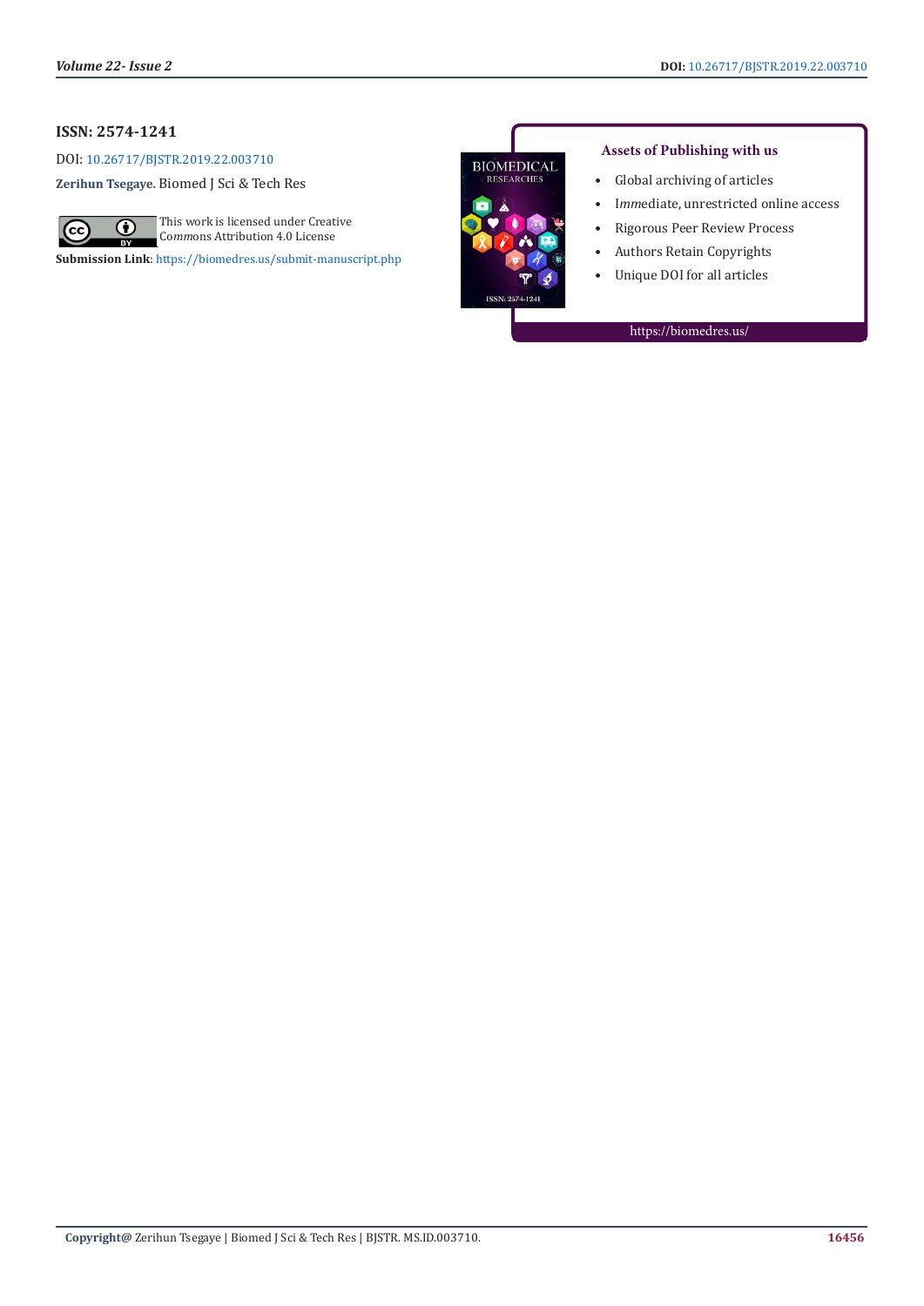**ISSN: 2574-1241**

DOI: 10.26717/BJSTR.2019.22.003710

**Zerihun Tsegaye.** Biomed J Sci & Tech Res

This work is licensed under Creative Commons Attribution 4.0 License

**Submission Link**: https://biomedres.us/submit-manuscript.php

### Assets of Publishing with us

- Global archiving of articles
- Immediate, unrestricted online access
- Rigorous Peer Review Process
- Authors Retain Copyrights
- Unique DOI for all articles

https://biomedres.us/